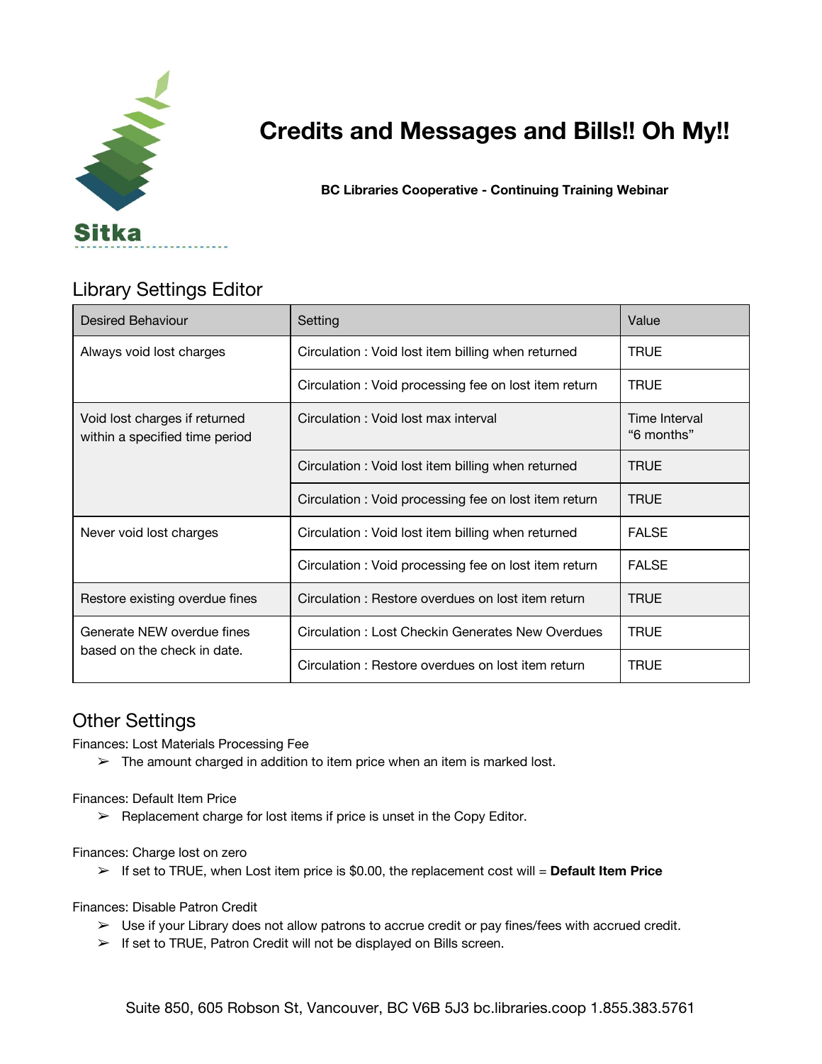Sitka

# Credits and Messages and Bills!! Oh My!!

**BC Libraries Cooperative - Continuing Training Webinar**

## Library Settings Editor

| Desired Behaviour | Setting | Value |
|---|---|---|
| Always void lost charges | Circulation : Void lost item billing when returned | TRUE |
| | Circulation : Void processing fee on lost item return | TRUE |
| Void lost charges if returned within a specified time period | Circulation : Void lost max interval | Time Interval "6 months" |
| | Circulation : Void lost item billing when returned | TRUE |
| | Circulation : Void processing fee on lost item return | TRUE |
| Never void lost charges | Circulation : Void lost item billing when returned | FALSE |
| | Circulation : Void processing fee on lost item return | FALSE |
| Restore existing overdue fines | Circulation : Restore overdues on lost item return | TRUE |
| Generate NEW overdue fines based on the check in date. | Circulation : Lost Checkin Generates New Overdues | TRUE |
| | Circulation : Restore overdues on lost item return | TRUE |

## Other Settings

Finances: Lost Materials Processing Fee

- ➢ The amount charged in addition to item price when an item is marked lost.

Finances: Default Item Price

- ➢ Replacement charge for lost items if price is unset in the Copy Editor.

Finances: Charge lost on zero

- ➢ If set to TRUE, when Lost item price is $0.00, the replacement cost will = **Default Item Price**

Finances: Disable Patron Credit

- ➢ Use if your Library does not allow patrons to accrue credit or pay fines/fees with accrued credit.
- ➢ If set to TRUE, Patron Credit will not be displayed on Bills screen.

Suite 850, 605 Robson St, Vancouver, BC V6B 5J3 bc.libraries.coop 1.855.383.5761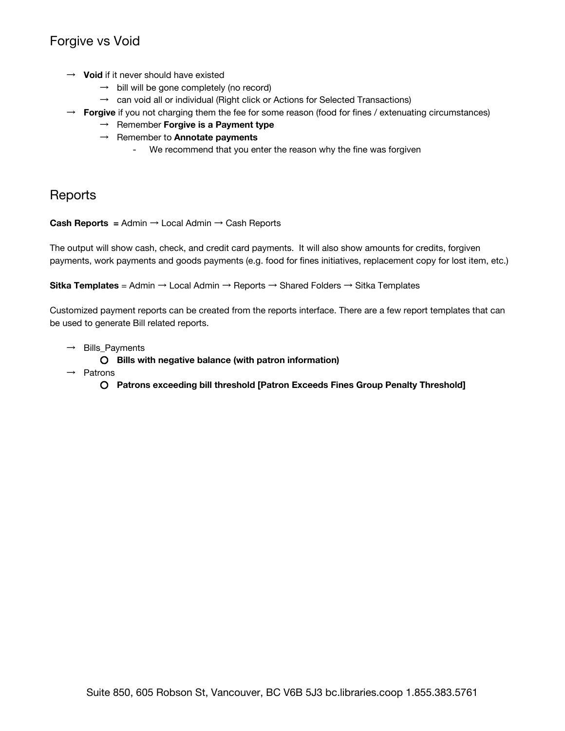## Forgive vs Void

- **Void** if it never should have existed
  - bill will be gone completely (no record)
  - can void all or individual (Right click or Actions for Selected Transactions)
- **Forgive** if you not charging them the fee for some reason (food for fines / extenuating circumstances)
  - Remember **Forgive is a Payment type**
  - Remember to **Annotate payments**
    - We recommend that you enter the reason why the fine was forgiven

## Reports

**Cash Reports =** Admin → Local Admin → Cash Reports

The output will show cash, check, and credit card payments. It will also show amounts for credits, forgiven payments, work payments and goods payments (e.g. food for fines initiatives, replacement copy for lost item, etc.)

**Sitka Templates** = Admin → Local Admin → Reports → Shared Folders → Sitka Templates

Customized payment reports can be created from the reports interface. There are a few report templates that can be used to generate Bill related reports.

- Bills_Payments
  - **Bills with negative balance (with patron information)**
- Patrons
  - **Patrons exceeding bill threshold [Patron Exceeds Fines Group Penalty Threshold]**